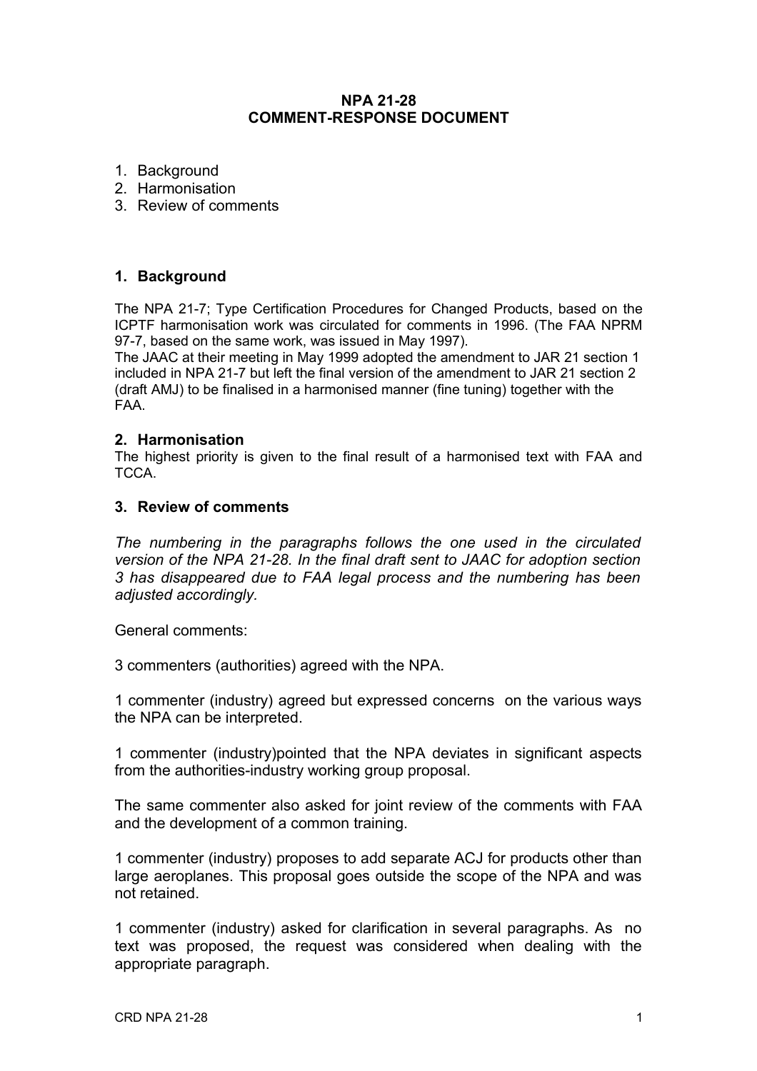**NPA 21-28**
**COMMENT-RESPONSE DOCUMENT**

1. Background
2. Harmonisation
3. Review of comments

## 1. Background

The NPA 21-7; Type Certification Procedures for Changed Products, based on the ICPTF harmonisation work was circulated for comments in 1996. (The FAA NPRM 97-7, based on the same work, was issued in May 1997).
The JAAC at their meeting in May 1999 adopted the amendment to JAR 21 section 1 included in NPA 21-7 but left the final version of the amendment to JAR 21 section 2 (draft AMJ) to be finalised in a harmonised manner (fine tuning) together with the FAA.

## 2. Harmonisation

The highest priority is given to the final result of a harmonised text with FAA and TCCA.

## 3. Review of comments

*The numbering in the paragraphs follows the one used in the circulated version of the NPA 21-28. In the final draft sent to JAAC for adoption section 3 has disappeared due to FAA legal process and the numbering has been adjusted accordingly.*

General comments:

3 commenters (authorities) agreed with the NPA.

1 commenter (industry) agreed but expressed concerns on the various ways the NPA can be interpreted.

1 commenter (industry)pointed that the NPA deviates in significant aspects from the authorities-industry working group proposal.

The same commenter also asked for joint review of the comments with FAA and the development of a common training.

1 commenter (industry) proposes to add separate ACJ for products other than large aeroplanes. This proposal goes outside the scope of the NPA and was not retained.

1 commenter (industry) asked for clarification in several paragraphs. As no text was proposed, the request was considered when dealing with the appropriate paragraph.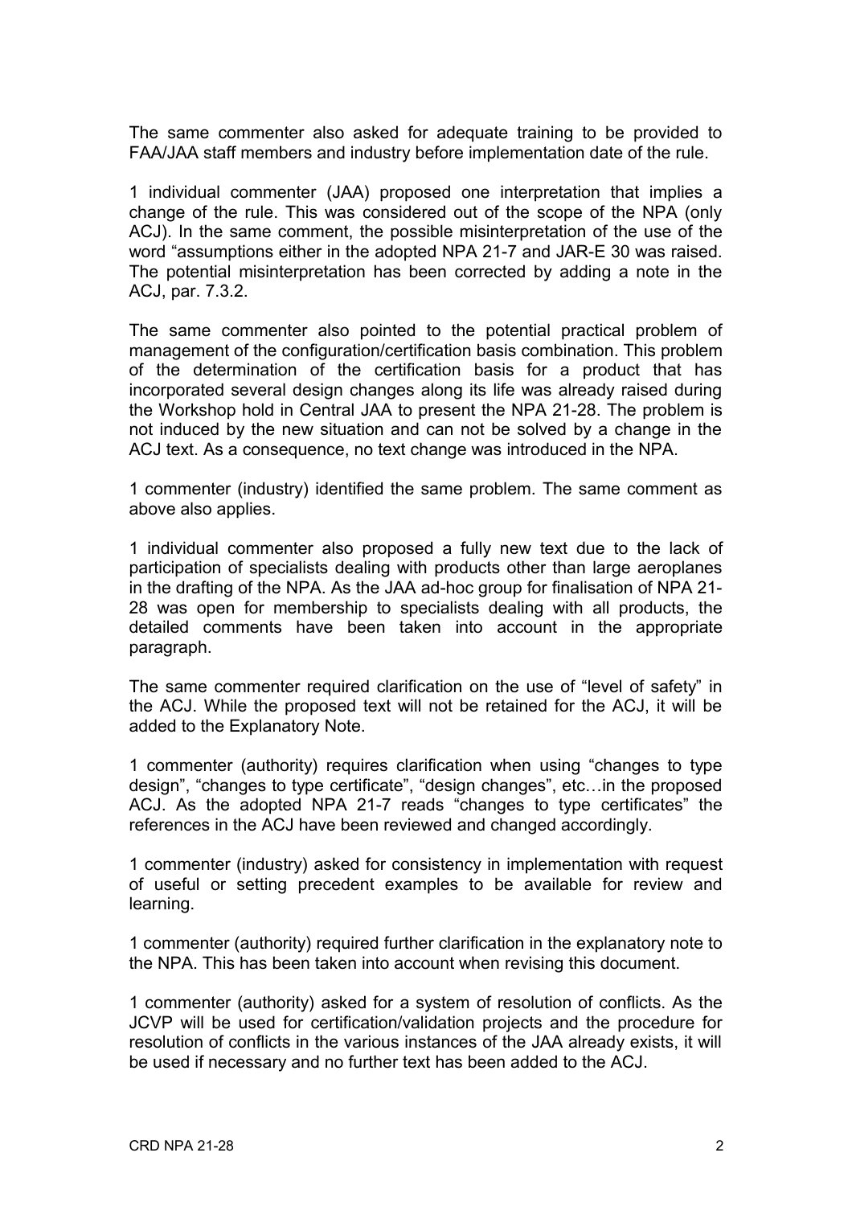The same commenter also asked for adequate training to be provided to FAA/JAA staff members and industry before implementation date of the rule.

1 individual commenter (JAA) proposed one interpretation that implies a change of the rule. This was considered out of the scope of the NPA (only ACJ). In the same comment, the possible misinterpretation of the use of the word "assumptions either in the adopted NPA 21-7 and JAR-E 30 was raised. The potential misinterpretation has been corrected by adding a note in the ACJ, par. 7.3.2.

The same commenter also pointed to the potential practical problem of management of the configuration/certification basis combination. This problem of the determination of the certification basis for a product that has incorporated several design changes along its life was already raised during the Workshop hold in Central JAA to present the NPA 21-28. The problem is not induced by the new situation and can not be solved by a change in the ACJ text. As a consequence, no text change was introduced in the NPA.

1 commenter (industry) identified the same problem. The same comment as above also applies.

1 individual commenter also proposed a fully new text due to the lack of participation of specialists dealing with products other than large aeroplanes in the drafting of the NPA. As the JAA ad-hoc group for finalisation of NPA 21-28 was open for membership to specialists dealing with all products, the detailed comments have been taken into account in the appropriate paragraph.

The same commenter required clarification on the use of "level of safety" in the ACJ. While the proposed text will not be retained for the ACJ, it will be added to the Explanatory Note.

1 commenter (authority) requires clarification when using "changes to type design", "changes to type certificate", "design changes", etc…in the proposed ACJ. As the adopted NPA 21-7 reads "changes to type certificates" the references in the ACJ have been reviewed and changed accordingly.

1 commenter (industry) asked for consistency in implementation with request of useful or setting precedent examples to be available for review and learning.

1 commenter (authority) required further clarification in the explanatory note to the NPA. This has been taken into account when revising this document.

1 commenter (authority) asked for a system of resolution of conflicts. As the JCVP will be used for certification/validation projects and the procedure for resolution of conflicts in the various instances of the JAA already exists, it will be used if necessary and no further text has been added to the ACJ.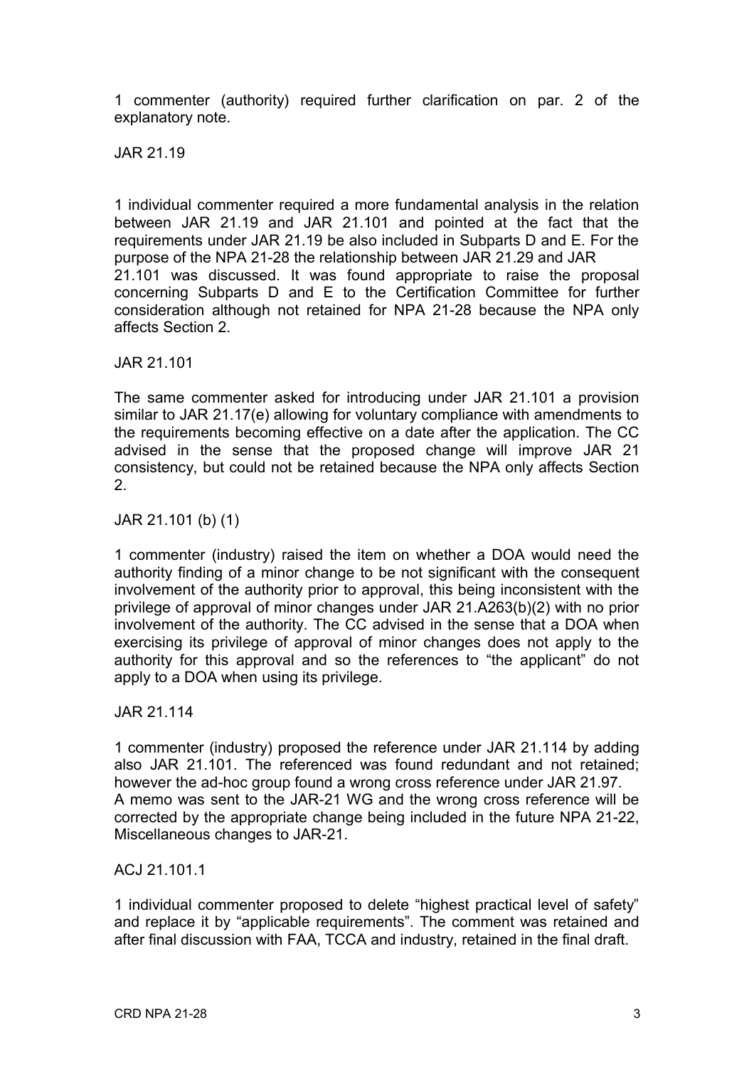1 commenter (authority) required further clarification on par. 2 of the explanatory note.

JAR 21.19

1 individual commenter required a more fundamental analysis in the relation between JAR 21.19 and JAR 21.101 and pointed at the fact that the requirements under JAR 21.19 be also included in Subparts D and E. For the purpose of the NPA 21-28 the relationship between JAR 21.29 and JAR 21.101 was discussed. It was found appropriate to raise the proposal concerning Subparts D and E to the Certification Committee for further consideration although not retained for NPA 21-28 because the NPA only affects Section 2.

JAR 21.101

The same commenter asked for introducing under JAR 21.101 a provision similar to JAR 21.17(e) allowing for voluntary compliance with amendments to the requirements becoming effective on a date after the application. The CC advised in the sense that the proposed change will improve JAR 21 consistency, but could not be retained because the NPA only affects Section 2.

JAR 21.101 (b) (1)

1 commenter (industry) raised the item on whether a DOA would need the authority finding of a minor change to be not significant with the consequent involvement of the authority prior to approval, this being inconsistent with the privilege of approval of minor changes under JAR 21.A263(b)(2) with no prior involvement of the authority. The CC advised in the sense that a DOA when exercising its privilege of approval of minor changes does not apply to the authority for this approval and so the references to "the applicant" do not apply to a DOA when using its privilege.

JAR 21.114

1 commenter (industry) proposed the reference under JAR 21.114 by adding also JAR 21.101. The referenced was found redundant and not retained; however the ad-hoc group found a wrong cross reference under JAR 21.97. A memo was sent to the JAR-21 WG and the wrong cross reference will be corrected by the appropriate change being included in the future NPA 21-22, Miscellaneous changes to JAR-21.

ACJ 21.101.1

1 individual commenter proposed to delete "highest practical level of safety" and replace it by "applicable requirements". The comment was retained and after final discussion with FAA, TCCA and industry, retained in the final draft.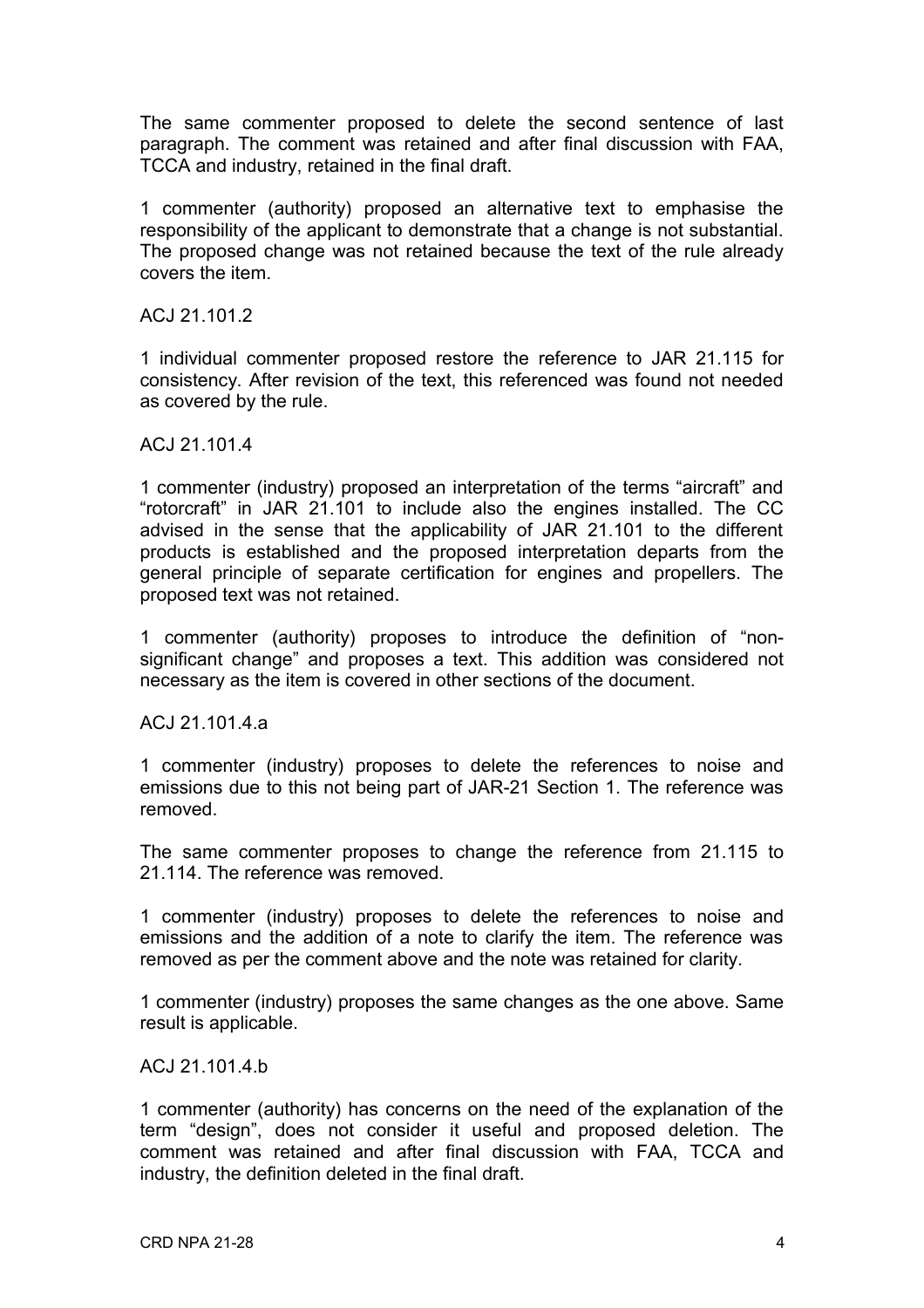The same commenter proposed to delete the second sentence of last paragraph. The comment was retained and after final discussion with FAA, TCCA and industry, retained in the final draft.

1 commenter (authority) proposed an alternative text to emphasise the responsibility of the applicant to demonstrate that a change is not substantial. The proposed change was not retained because the text of the rule already covers the item.

ACJ 21.101.2

1 individual commenter proposed restore the reference to JAR 21.115 for consistency. After revision of the text, this referenced was found not needed as covered by the rule.

ACJ 21.101.4

1 commenter (industry) proposed an interpretation of the terms "aircraft" and "rotorcraft" in JAR 21.101 to include also the engines installed. The CC advised in the sense that the applicability of JAR 21.101 to the different products is established and the proposed interpretation departs from the general principle of separate certification for engines and propellers. The proposed text was not retained.

1 commenter (authority) proposes to introduce the definition of "non-significant change" and proposes a text. This addition was considered not necessary as the item is covered in other sections of the document.

ACJ 21.101.4.a

1 commenter (industry) proposes to delete the references to noise and emissions due to this not being part of JAR-21 Section 1. The reference was removed.

The same commenter proposes to change the reference from 21.115 to 21.114. The reference was removed.

1 commenter (industry) proposes to delete the references to noise and emissions and the addition of a note to clarify the item. The reference was removed as per the comment above and the note was retained for clarity.

1 commenter (industry) proposes the same changes as the one above. Same result is applicable.

ACJ 21.101.4.b

1 commenter (authority) has concerns on the need of the explanation of the term "design", does not consider it useful and proposed deletion. The comment was retained and after final discussion with FAA, TCCA and industry, the definition deleted in the final draft.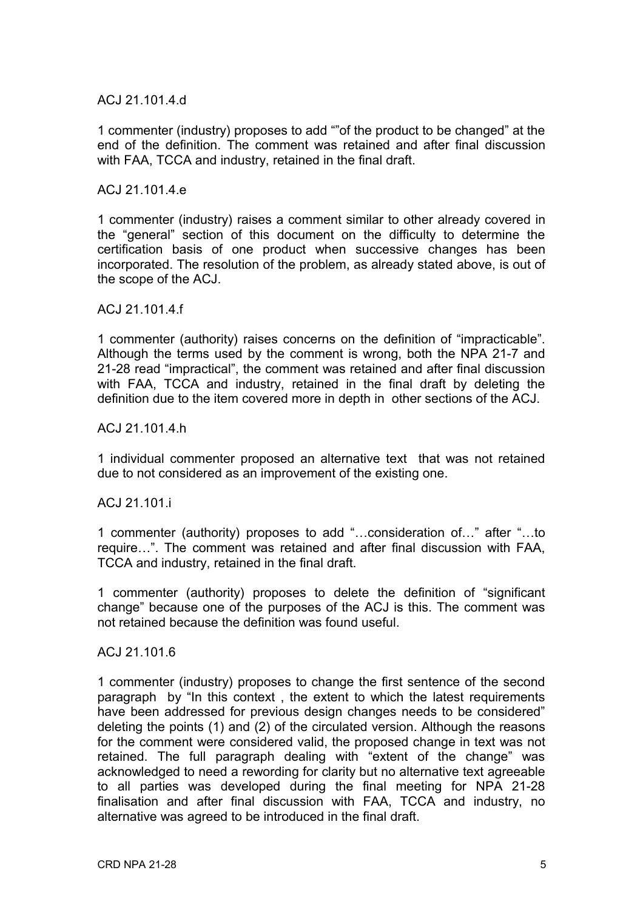ACJ 21.101.4.d

1 commenter (industry) proposes to add “”of the product to be changed” at the end of the definition. The comment was retained and after final discussion with FAA, TCCA and industry, retained in the final draft.

ACJ 21.101.4.e

1 commenter (industry) raises a comment similar to other already covered in the “general” section of this document on the difficulty to determine the certification basis of one product when successive changes has been incorporated. The resolution of the problem, as already stated above, is out of the scope of the ACJ.

ACJ 21.101.4.f

1 commenter (authority) raises concerns on the definition of “impracticable”. Although the terms used by the comment is wrong, both the NPA 21-7 and 21-28 read “impractical”, the comment was retained and after final discussion with FAA, TCCA and industry, retained in the final draft by deleting the definition due to the item covered more in depth in other sections of the ACJ.

ACJ 21.101.4.h

1 individual commenter proposed an alternative text that was not retained due to not considered as an improvement of the existing one.

ACJ 21.101.i

1 commenter (authority) proposes to add “…consideration of…” after “…to require…”. The comment was retained and after final discussion with FAA, TCCA and industry, retained in the final draft.

1 commenter (authority) proposes to delete the definition of “significant change” because one of the purposes of the ACJ is this. The comment was not retained because the definition was found useful.

ACJ 21.101.6

1 commenter (industry) proposes to change the first sentence of the second paragraph by “In this context , the extent to which the latest requirements have been addressed for previous design changes needs to be considered” deleting the points (1) and (2) of the circulated version. Although the reasons for the comment were considered valid, the proposed change in text was not retained. The full paragraph dealing with “extent of the change” was acknowledged to need a rewording for clarity but no alternative text agreeable to all parties was developed during the final meeting for NPA 21-28 finalisation and after final discussion with FAA, TCCA and industry, no alternative was agreed to be introduced in the final draft.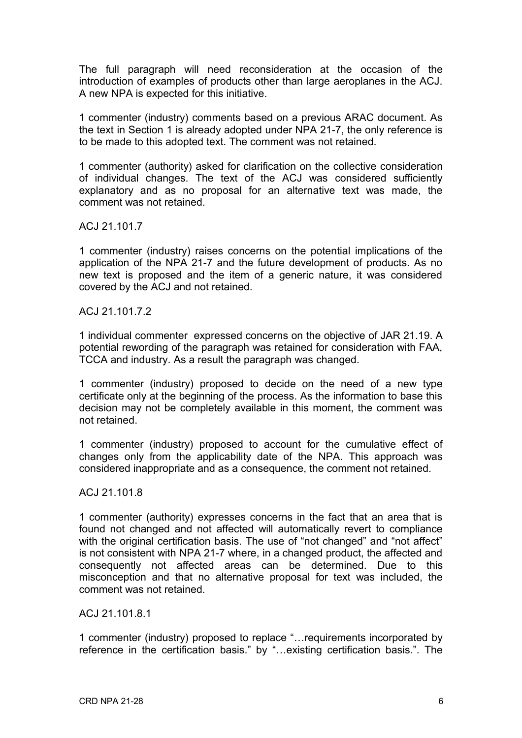The full paragraph will need reconsideration at the occasion of the introduction of examples of products other than large aeroplanes in the ACJ. A new NPA is expected for this initiative.

1 commenter (industry) comments based on a previous ARAC document. As the text in Section 1 is already adopted under NPA 21-7, the only reference is to be made to this adopted text. The comment was not retained.

1 commenter (authority) asked for clarification on the collective consideration of individual changes. The text of the ACJ was considered sufficiently explanatory and as no proposal for an alternative text was made, the comment was not retained.

ACJ 21.101.7

1 commenter (industry) raises concerns on the potential implications of the application of the NPA 21-7 and the future development of products. As no new text is proposed and the item of a generic nature, it was considered covered by the ACJ and not retained.

ACJ 21.101.7.2

1 individual commenter expressed concerns on the objective of JAR 21.19. A potential rewording of the paragraph was retained for consideration with FAA, TCCA and industry. As a result the paragraph was changed.

1 commenter (industry) proposed to decide on the need of a new type certificate only at the beginning of the process. As the information to base this decision may not be completely available in this moment, the comment was not retained.

1 commenter (industry) proposed to account for the cumulative effect of changes only from the applicability date of the NPA. This approach was considered inappropriate and as a consequence, the comment not retained.

ACJ 21.101.8

1 commenter (authority) expresses concerns in the fact that an area that is found not changed and not affected will automatically revert to compliance with the original certification basis. The use of "not changed" and "not affect" is not consistent with NPA 21-7 where, in a changed product, the affected and consequently not affected areas can be determined. Due to this misconception and that no alternative proposal for text was included, the comment was not retained.

ACJ 21.101.8.1

1 commenter (industry) proposed to replace "…requirements incorporated by reference in the certification basis." by "…existing certification basis.". The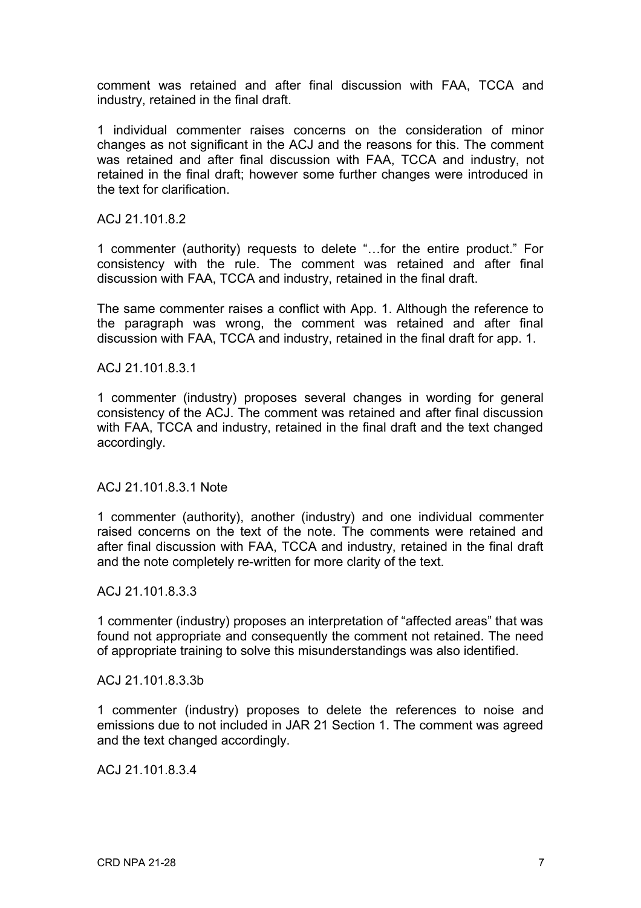comment was retained and after final discussion with FAA, TCCA and industry, retained in the final draft.

1 individual commenter raises concerns on the consideration of minor changes as not significant in the ACJ and the reasons for this. The comment was retained and after final discussion with FAA, TCCA and industry, not retained in the final draft; however some further changes were introduced in the text for clarification.

ACJ 21.101.8.2

1 commenter (authority) requests to delete "…for the entire product." For consistency with the rule. The comment was retained and after final discussion with FAA, TCCA and industry, retained in the final draft.

The same commenter raises a conflict with App. 1. Although the reference to the paragraph was wrong, the comment was retained and after final discussion with FAA, TCCA and industry, retained in the final draft for app. 1.

ACJ 21.101.8.3.1

1 commenter (industry) proposes several changes in wording for general consistency of the ACJ. The comment was retained and after final discussion with FAA, TCCA and industry, retained in the final draft and the text changed accordingly.

ACJ 21.101.8.3.1 Note

1 commenter (authority), another (industry) and one individual commenter raised concerns on the text of the note. The comments were retained and after final discussion with FAA, TCCA and industry, retained in the final draft and the note completely re-written for more clarity of the text.

ACJ 21.101.8.3.3

1 commenter (industry) proposes an interpretation of "affected areas" that was found not appropriate and consequently the comment not retained. The need of appropriate training to solve this misunderstandings was also identified.

ACJ 21.101.8.3.3b

1 commenter (industry) proposes to delete the references to noise and emissions due to not included in JAR 21 Section 1. The comment was agreed and the text changed accordingly.

ACJ 21.101.8.3.4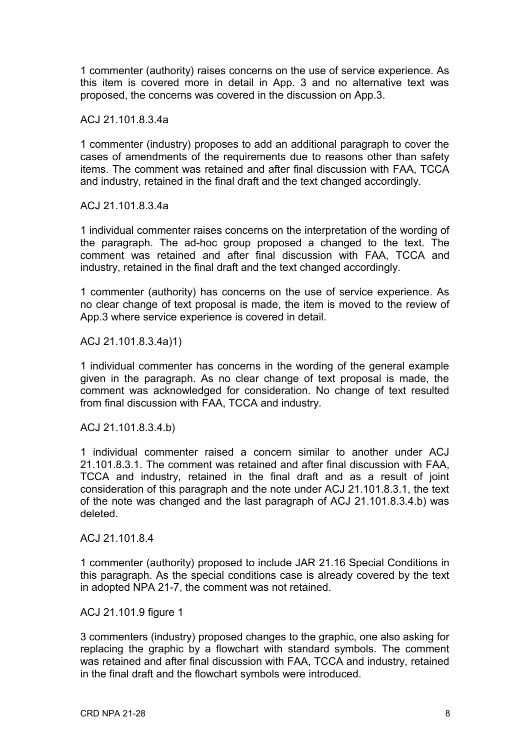1 commenter (authority) raises concerns on the use of service experience. As this item is covered more in detail in App. 3 and no alternative text was proposed, the concerns was covered in the discussion on App.3.

ACJ 21.101.8.3.4a

1 commenter (industry) proposes to add an additional paragraph to cover the cases of amendments of the requirements due to reasons other than safety items. The comment was retained and after final discussion with FAA, TCCA and industry, retained in the final draft and the text changed accordingly.

ACJ 21.101.8.3.4a

1 individual commenter raises concerns on the interpretation of the wording of the paragraph. The ad-hoc group proposed a changed to the text. The comment was retained and after final discussion with FAA, TCCA and industry, retained in the final draft and the text changed accordingly.

1 commenter (authority) has concerns on the use of service experience. As no clear change of text proposal is made, the item is moved to the review of App.3 where service experience is covered in detail.

ACJ 21.101.8.3.4a)1)

1 individual commenter has concerns in the wording of the general example given in the paragraph. As no clear change of text proposal is made, the comment was acknowledged for consideration. No change of text resulted from final discussion with FAA, TCCA and industry.

ACJ 21.101.8.3.4.b)

1 individual commenter raised a concern similar to another under ACJ 21.101.8.3.1. The comment was retained and after final discussion with FAA, TCCA and industry, retained in the final draft and as a result of joint consideration of this paragraph and the note under ACJ 21.101.8.3.1, the text of the note was changed and the last paragraph of ACJ 21.101.8.3.4.b) was deleted.

ACJ 21.101.8.4

1 commenter (authority) proposed to include JAR 21.16 Special Conditions in this paragraph. As the special conditions case is already covered by the text in adopted NPA 21-7, the comment was not retained.

ACJ 21.101.9 figure 1

3 commenters (industry) proposed changes to the graphic, one also asking for replacing the graphic by a flowchart with standard symbols. The comment was retained and after final discussion with FAA, TCCA and industry, retained in the final draft and the flowchart symbols were introduced.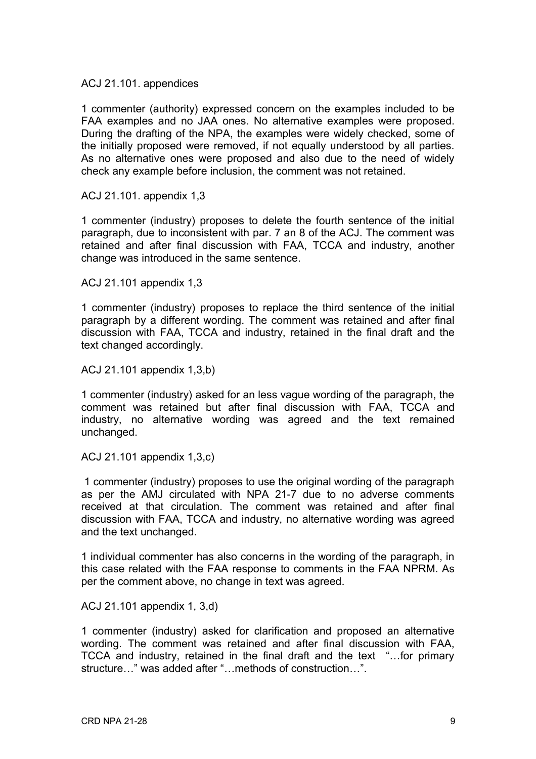ACJ 21.101. appendices

1 commenter (authority) expressed concern on the examples included to be FAA examples and no JAA ones. No alternative examples were proposed. During the drafting of the NPA, the examples were widely checked, some of the initially proposed were removed, if not equally understood by all parties. As no alternative ones were proposed and also due to the need of widely check any example before inclusion, the comment was not retained.

ACJ 21.101. appendix 1,3

1 commenter (industry) proposes to delete the fourth sentence of the initial paragraph, due to inconsistent with par. 7 an 8 of the ACJ. The comment was retained and after final discussion with FAA, TCCA and industry, another change was introduced in the same sentence.

ACJ 21.101 appendix 1,3

1 commenter (industry) proposes to replace the third sentence of the initial paragraph by a different wording. The comment was retained and after final discussion with FAA, TCCA and industry, retained in the final draft and the text changed accordingly.

ACJ 21.101 appendix 1,3,b)

1 commenter (industry) asked for an less vague wording of the paragraph, the comment was retained but after final discussion with FAA, TCCA and industry, no alternative wording was agreed and the text remained unchanged.

ACJ 21.101 appendix 1,3,c)

1 commenter (industry) proposes to use the original wording of the paragraph as per the AMJ circulated with NPA 21-7 due to no adverse comments received at that circulation. The comment was retained and after final discussion with FAA, TCCA and industry, no alternative wording was agreed and the text unchanged.

1 individual commenter has also concerns in the wording of the paragraph, in this case related with the FAA response to comments in the FAA NPRM. As per the comment above, no change in text was agreed.

ACJ 21.101 appendix 1, 3,d)

1 commenter (industry) asked for clarification and proposed an alternative wording. The comment was retained and after final discussion with FAA, TCCA and industry, retained in the final draft and the text "…for primary structure…" was added after "…methods of construction…".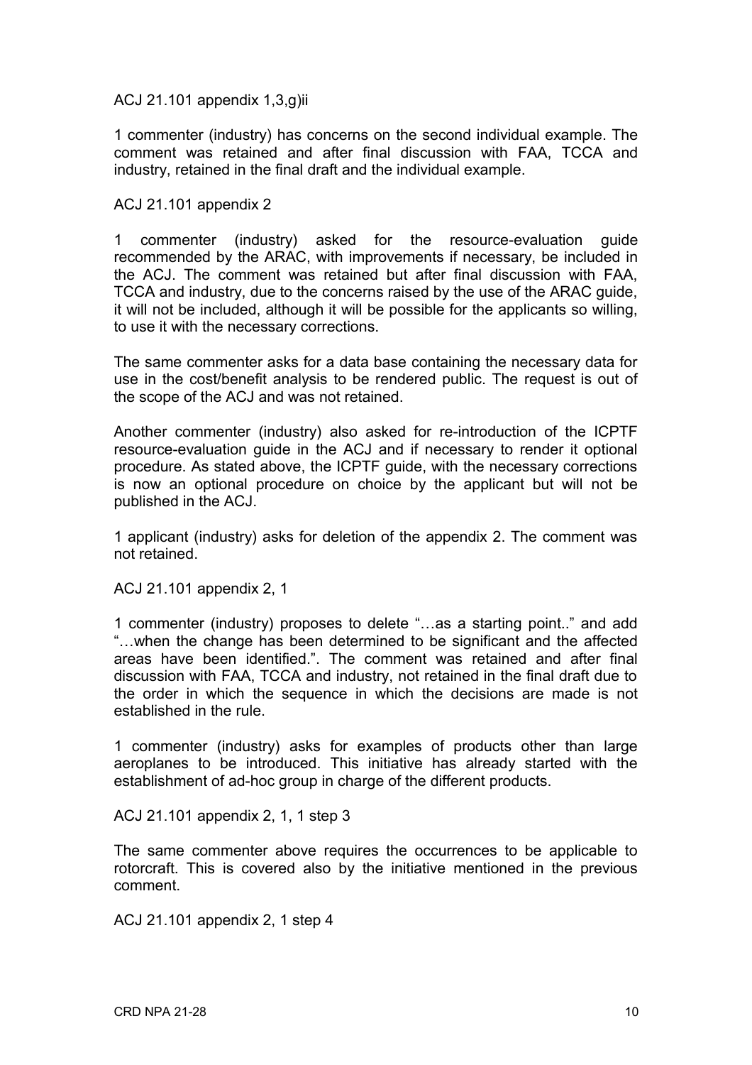ACJ 21.101 appendix 1,3,g)ii

1 commenter (industry) has concerns on the second individual example. The comment was retained and after final discussion with FAA, TCCA and industry, retained in the final draft and the individual example.

ACJ 21.101 appendix 2

1 commenter (industry) asked for the resource-evaluation guide recommended by the ARAC, with improvements if necessary, be included in the ACJ. The comment was retained but after final discussion with FAA, TCCA and industry, due to the concerns raised by the use of the ARAC guide, it will not be included, although it will be possible for the applicants so willing, to use it with the necessary corrections.

The same commenter asks for a data base containing the necessary data for use in the cost/benefit analysis to be rendered public. The request is out of the scope of the ACJ and was not retained.

Another commenter (industry) also asked for re-introduction of the ICPTF resource-evaluation guide in the ACJ and if necessary to render it optional procedure. As stated above, the ICPTF guide, with the necessary corrections is now an optional procedure on choice by the applicant but will not be published in the ACJ.

1 applicant (industry) asks for deletion of the appendix 2. The comment was not retained.

ACJ 21.101 appendix 2, 1

1 commenter (industry) proposes to delete "…as a starting point.." and add "…when the change has been determined to be significant and the affected areas have been identified.". The comment was retained and after final discussion with FAA, TCCA and industry, not retained in the final draft due to the order in which the sequence in which the decisions are made is not established in the rule.

1 commenter (industry) asks for examples of products other than large aeroplanes to be introduced. This initiative has already started with the establishment of ad-hoc group in charge of the different products.

ACJ 21.101 appendix 2, 1, 1 step 3

The same commenter above requires the occurrences to be applicable to rotorcraft. This is covered also by the initiative mentioned in the previous comment.

ACJ 21.101 appendix 2, 1 step 4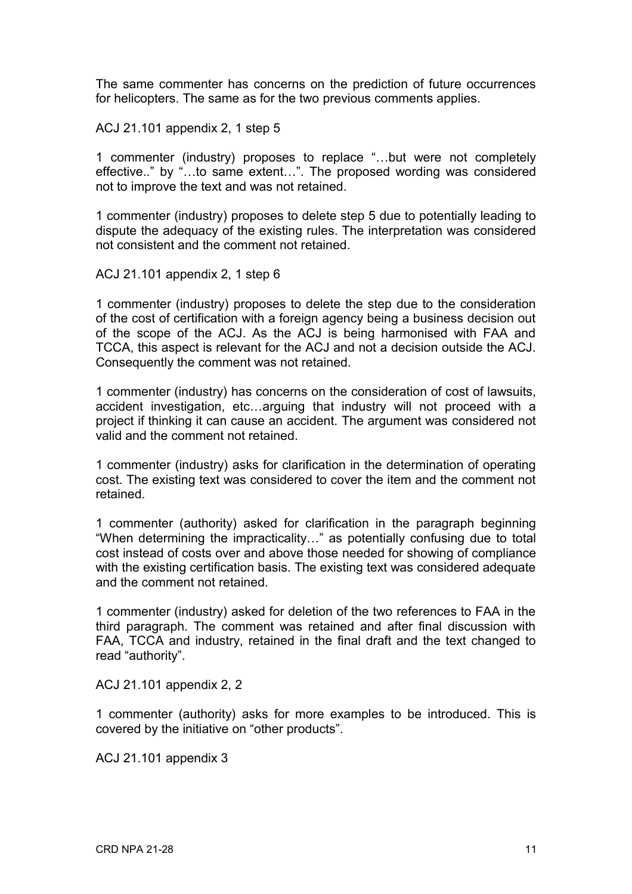The same commenter has concerns on the prediction of future occurrences for helicopters. The same as for the two previous comments applies.

ACJ 21.101 appendix 2, 1 step 5

1 commenter (industry) proposes to replace "…but were not completely effective.." by "…to same extent…". The proposed wording was considered not to improve the text and was not retained.

1 commenter (industry) proposes to delete step 5 due to potentially leading to dispute the adequacy of the existing rules. The interpretation was considered not consistent and the comment not retained.

ACJ 21.101 appendix 2, 1 step 6

1 commenter (industry) proposes to delete the step due to the consideration of the cost of certification with a foreign agency being a business decision out of the scope of the ACJ. As the ACJ is being harmonised with FAA and TCCA, this aspect is relevant for the ACJ and not a decision outside the ACJ. Consequently the comment was not retained.

1 commenter (industry) has concerns on the consideration of cost of lawsuits, accident investigation, etc…arguing that industry will not proceed with a project if thinking it can cause an accident. The argument was considered not valid and the comment not retained.

1 commenter (industry) asks for clarification in the determination of operating cost. The existing text was considered to cover the item and the comment not retained.

1 commenter (authority) asked for clarification in the paragraph beginning "When determining the impracticality…" as potentially confusing due to total cost instead of costs over and above those needed for showing of compliance with the existing certification basis. The existing text was considered adequate and the comment not retained.

1 commenter (industry) asked for deletion of the two references to FAA in the third paragraph. The comment was retained and after final discussion with FAA, TCCA and industry, retained in the final draft and the text changed to read "authority".

ACJ 21.101 appendix 2, 2

1 commenter (authority) asks for more examples to be introduced. This is covered by the initiative on "other products".

ACJ 21.101 appendix 3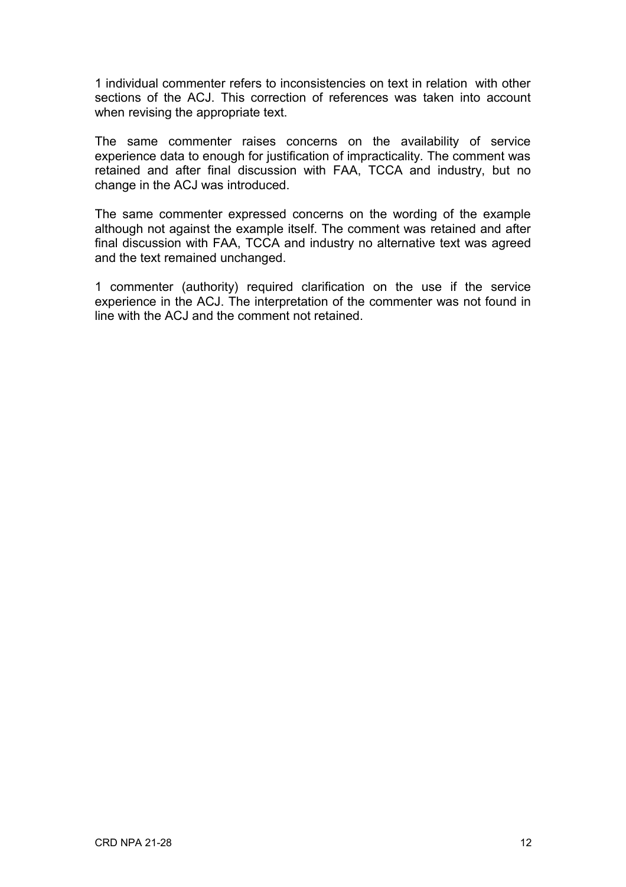1 individual commenter refers to inconsistencies on text in relation with other sections of the ACJ. This correction of references was taken into account when revising the appropriate text.

The same commenter raises concerns on the availability of service experience data to enough for justification of impracticality. The comment was retained and after final discussion with FAA, TCCA and industry, but no change in the ACJ was introduced.

The same commenter expressed concerns on the wording of the example although not against the example itself. The comment was retained and after final discussion with FAA, TCCA and industry no alternative text was agreed and the text remained unchanged.

1 commenter (authority) required clarification on the use if the service experience in the ACJ. The interpretation of the commenter was not found in line with the ACJ and the comment not retained.